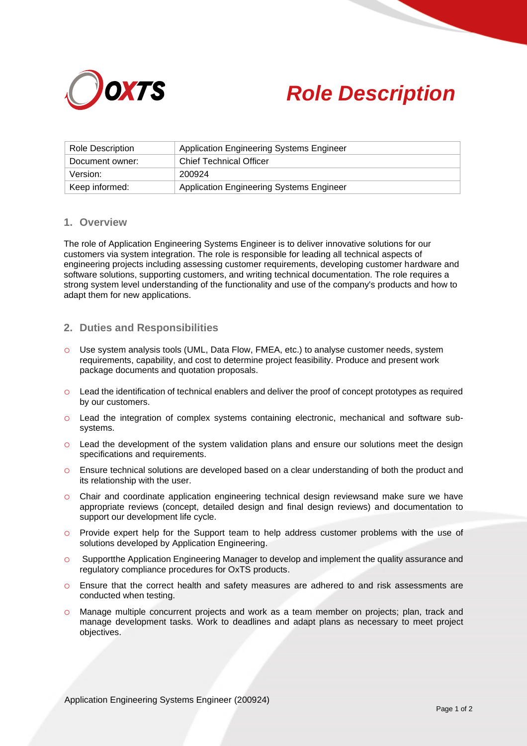OXTS

# Role Description

| Role Description | Application Engineering Systems Engineer |
| --- | --- |
| Document owner: | Chief Technical Officer |
| Version: | 200924 |
| Keep informed: | Application Engineering Systems Engineer |

## 1. Overview

The role of Application Engineering Systems Engineer is to deliver innovative solutions for our customers via system integration. The role is responsible for leading all technical aspects of engineering projects including assessing customer requirements, developing customer hardware and software solutions, supporting customers, and writing technical documentation. The role requires a strong system level understanding of the functionality and use of the company's products and how to adapt them for new applications.

## 2. Duties and Responsibilities

- Use system analysis tools (UML, Data Flow, FMEA, etc.) to analyse customer needs, system requirements, capability, and cost to determine project feasibility. Produce and present work package documents and quotation proposals.
- Lead the identification of technical enablers and deliver the proof of concept prototypes as required by our customers.
- Lead the integration of complex systems containing electronic, mechanical and software sub-systems.
- Lead the development of the system validation plans and ensure our solutions meet the design specifications and requirements.
- Ensure technical solutions are developed based on a clear understanding of both the product and its relationship with the user.
- Chair and coordinate application engineering technical design reviewsand make sure we have appropriate reviews (concept, detailed design and final design reviews) and documentation to support our development life cycle.
- Provide expert help for the Support team to help address customer problems with the use of solutions developed by Application Engineering.
- Supportthe Application Engineering Manager to develop and implement the quality assurance and regulatory compliance procedures for OxTS products.
- Ensure that the correct health and safety measures are adhered to and risk assessments are conducted when testing.
- Manage multiple concurrent projects and work as a team member on projects; plan, track and manage development tasks. Work to deadlines and adapt plans as necessary to meet project objectives.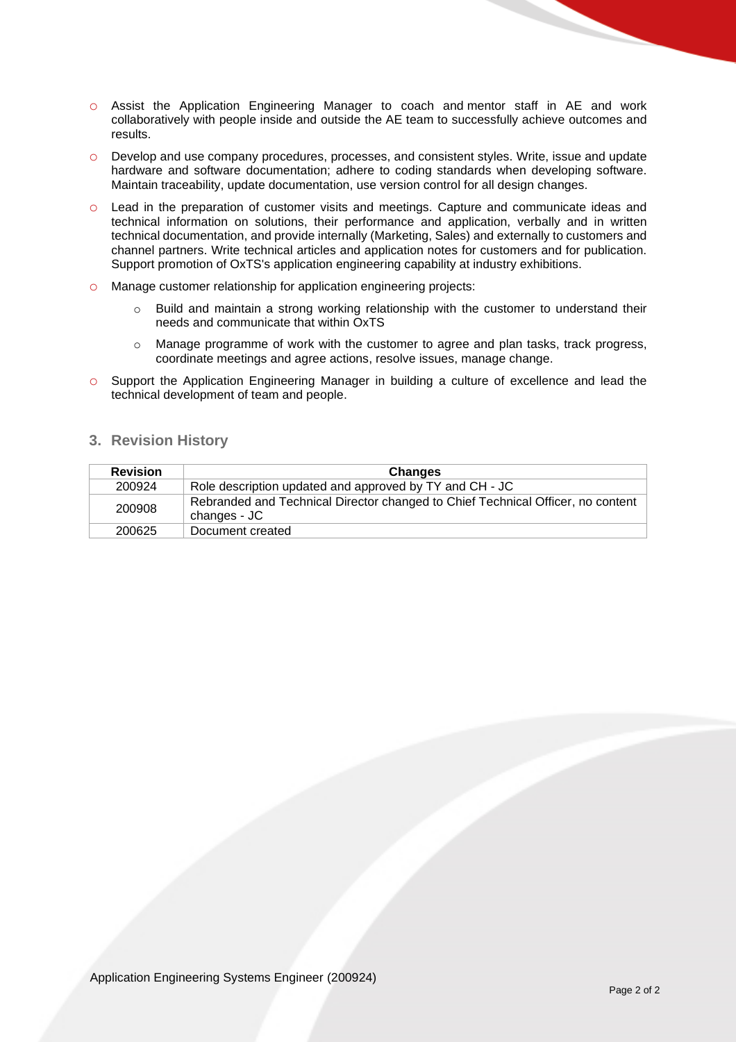- Assist the Application Engineering Manager to coach and mentor staff in AE and work collaboratively with people inside and outside the AE team to successfully achieve outcomes and results.
- Develop and use company procedures, processes, and consistent styles. Write, issue and update hardware and software documentation; adhere to coding standards when developing software. Maintain traceability, update documentation, use version control for all design changes.
- Lead in the preparation of customer visits and meetings. Capture and communicate ideas and technical information on solutions, their performance and application, verbally and in written technical documentation, and provide internally (Marketing, Sales) and externally to customers and channel partners. Write technical articles and application notes for customers and for publication. Support promotion of OxTS's application engineering capability at industry exhibitions.
- Manage customer relationship for application engineering projects:
  - Build and maintain a strong working relationship with the customer to understand their needs and communicate that within OxTS
  - Manage programme of work with the customer to agree and plan tasks, track progress, coordinate meetings and agree actions, resolve issues, manage change.
- Support the Application Engineering Manager in building a culture of excellence and lead the technical development of team and people.

## 3. Revision History

| Revision | Changes |
|---|---|
| 200924 | Role description updated and approved by TY and CH - JC |
| 200908 | Rebranded and Technical Director changed to Chief Technical Officer, no content changes - JC |
| 200625 | Document created |